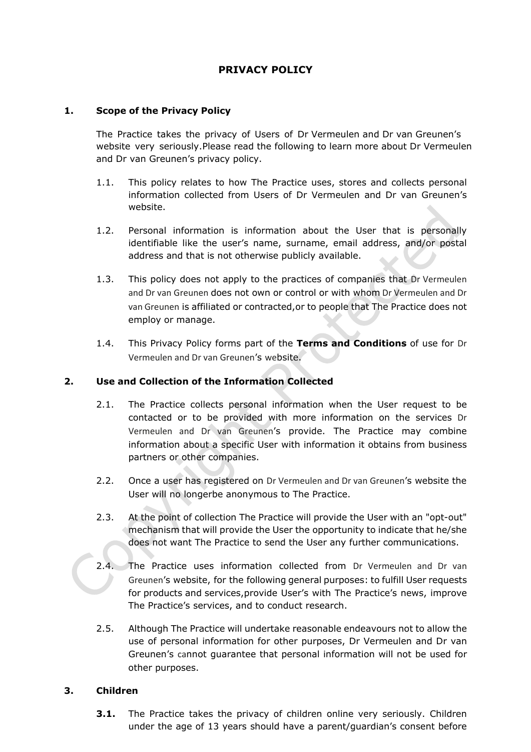# PRIVACY POLICY

## 1. Scope of the Privacy Policy

The Practice takes the privacy of Users of Dr Vermeulen and Dr van Greunen's website very seriously.Please read the following to learn more about Dr Vermeulen and Dr van Greunen's privacy policy.

1.1. This policy relates to how The Practice uses, stores and collects personal information collected from Users of Dr Vermeulen and Dr van Greunen's website.

1.2. Personal information is information about the User that is personally identifiable like the user's name, surname, email address, and/or postal address and that is not otherwise publicly available.

1.3. This policy does not apply to the practices of companies that Dr Vermeulen and Dr van Greunen does not own or control or with whom Dr Vermeulen and Dr van Greunen is affiliated or contracted,or to people that The Practice does not employ or manage.

1.4. This Privacy Policy forms part of the **Terms and Conditions** of use for Dr Vermeulen and Dr van Greunen's website.

## 2. Use and Collection of the Information Collected

2.1. The Practice collects personal information when the User request to be contacted or to be provided with more information on the services Dr Vermeulen and Dr van Greunen's provide. The Practice may combine information about a specific User with information it obtains from business partners or other companies.

2.2. Once a user has registered on Dr Vermeulen and Dr van Greunen's website the User will no longerbe anonymous to The Practice.

2.3. At the point of collection The Practice will provide the User with an "opt-out" mechanism that will provide the User the opportunity to indicate that he/she does not want The Practice to send the User any further communications.

2.4. The Practice uses information collected from Dr Vermeulen and Dr van Greunen's website, for the following general purposes: to fulfill User requests for products and services,provide User's with The Practice's news, improve The Practice's services, and to conduct research.

2.5. Although The Practice will undertake reasonable endeavours not to allow the use of personal information for other purposes, Dr Vermeulen and Dr van Greunen's cannot guarantee that personal information will not be used for other purposes.

## 3. Children

**3.1.** The Practice takes the privacy of children online very seriously. Children under the age of 13 years should have a parent/guardian's consent before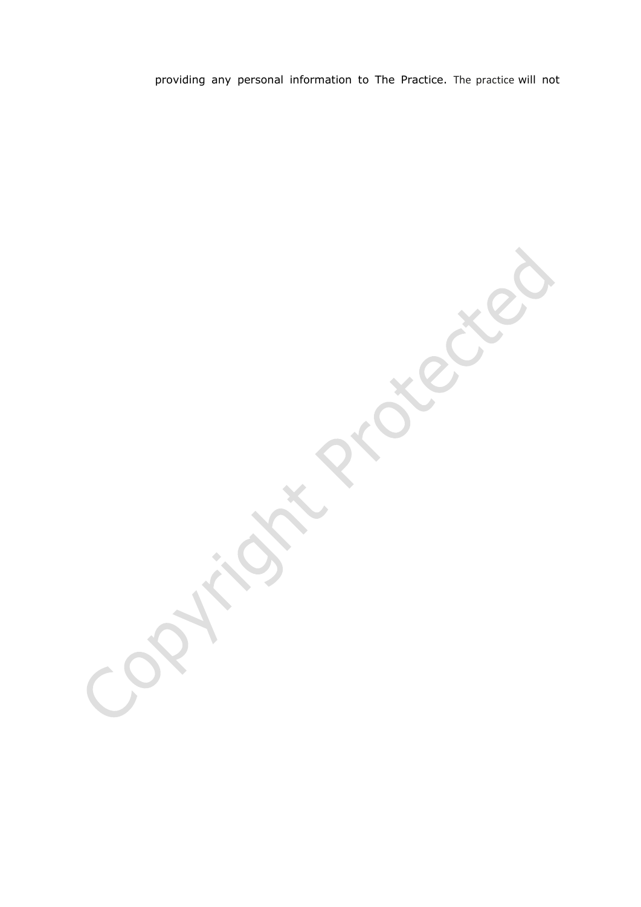providing any personal information to The Practice. The practice will not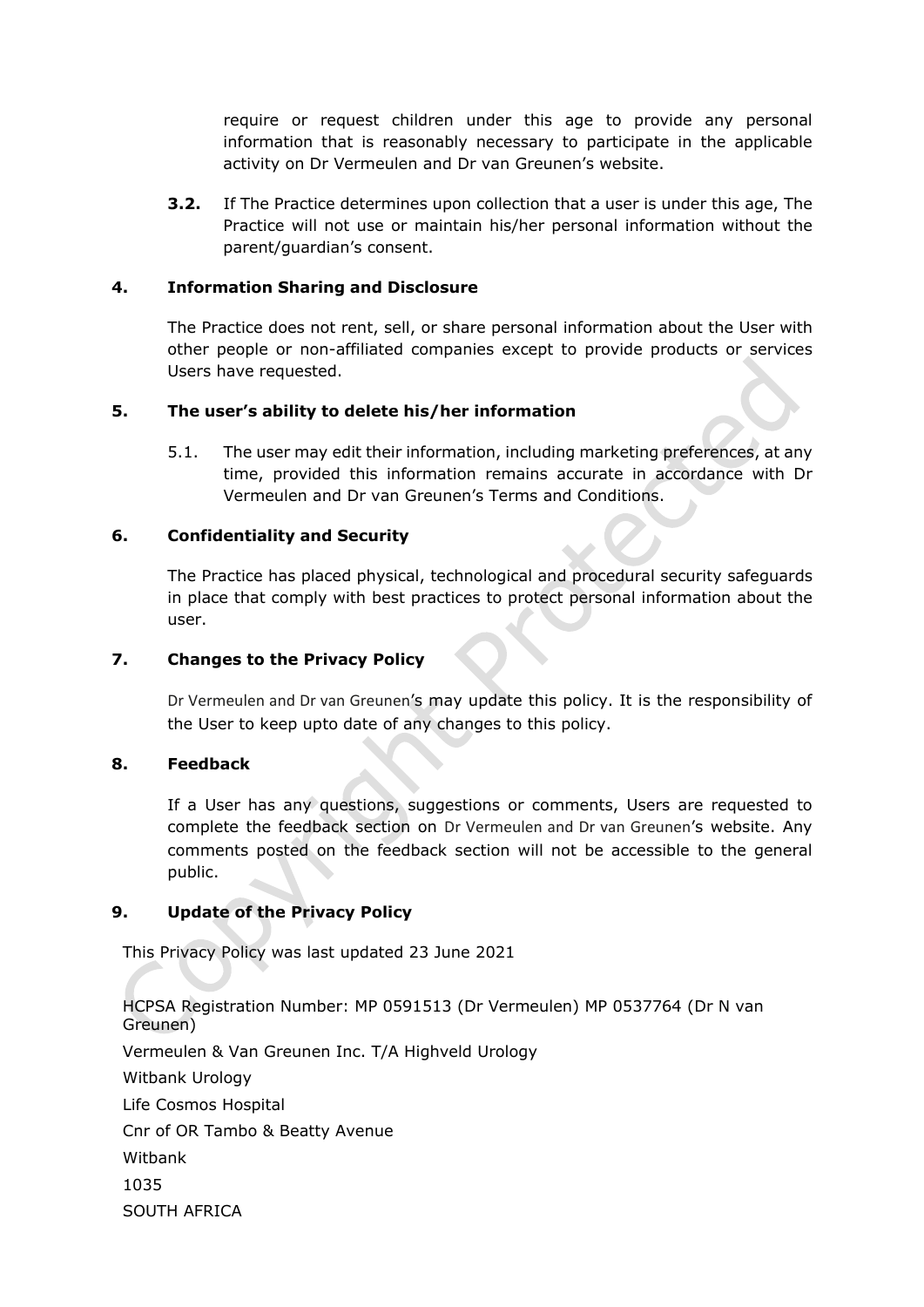require or request children under this age to provide any personal information that is reasonably necessary to participate in the applicable activity on Dr Vermeulen and Dr van Greunen's website.

**3.2.** If The Practice determines upon collection that a user is under this age, The Practice will not use or maintain his/her personal information without the parent/guardian's consent.

## 4. Information Sharing and Disclosure

The Practice does not rent, sell, or share personal information about the User with other people or non-affiliated companies except to provide products or services Users have requested.

## 5. The user's ability to delete his/her information

5.1. The user may edit their information, including marketing preferences, at any time, provided this information remains accurate in accordance with Dr Vermeulen and Dr van Greunen's Terms and Conditions.

## 6. Confidentiality and Security

The Practice has placed physical, technological and procedural security safeguards in place that comply with best practices to protect personal information about the user.

## 7. Changes to the Privacy Policy

Dr Vermeulen and Dr van Greunen's may update this policy. It is the responsibility of the User to keep upto date of any changes to this policy.

## 8. Feedback

If a User has any questions, suggestions or comments, Users are requested to complete the feedback section on Dr Vermeulen and Dr van Greunen's website. Any comments posted on the feedback section will not be accessible to the general public.

## 9. Update of the Privacy Policy

This Privacy Policy was last updated 23 June 2021

HCPSA Registration Number: MP 0591513 (Dr Vermeulen) MP 0537764 (Dr N van Greunen)

Vermeulen & Van Greunen Inc. T/A Highveld Urology

Witbank Urology

Life Cosmos Hospital

Cnr of OR Tambo & Beatty Avenue

Witbank

1035

SOUTH AFRICA